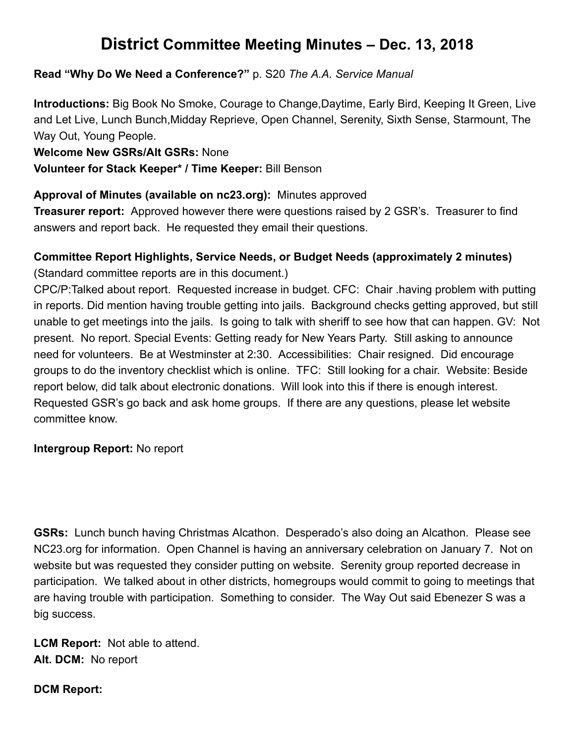# District Committee Meeting Minutes – Dec. 13, 2018

**Read "Why Do We Need a Conference?"** p. S20 *The A.A. Service Manual*

**Introductions:** Big Book No Smoke, Courage to Change,Daytime, Early Bird, Keeping It Green, Live and Let Live, Lunch Bunch,Midday Reprieve, Open Channel, Serenity, Sixth Sense, Starmount, The Way Out, Young People.

**Welcome New GSRs/Alt GSRs:** None

**Volunteer for Stack Keeper* / Time Keeper:** Bill Benson

**Approval of Minutes (available on nc23.org):** Minutes approved

**Treasurer report:** Approved however there were questions raised by 2 GSR's. Treasurer to find answers and report back. He requested they email their questions.

**Committee Report Highlights, Service Needs, or Budget Needs (approximately 2 minutes)**
(Standard committee reports are in this document.)

CPC/P:Talked about report. Requested increase in budget. CFC: Chair .having problem with putting in reports. Did mention having trouble getting into jails. Background checks getting approved, but still unable to get meetings into the jails. Is going to talk with sheriff to see how that can happen. GV: Not present. No report. Special Events: Getting ready for New Years Party. Still asking to announce need for volunteers. Be at Westminster at 2:30. Accessibilities: Chair resigned. Did encourage groups to do the inventory checklist which is online. TFC: Still looking for a chair. Website: Beside report below, did talk about electronic donations. Will look into this if there is enough interest. Requested GSR's go back and ask home groups. If there are any questions, please let website committee know.

**Intergroup Report:** No report

**GSRs:** Lunch bunch having Christmas Alcathon. Desperado's also doing an Alcathon. Please see NC23.org for information. Open Channel is having an anniversary celebration on January 7. Not on website but was requested they consider putting on website. Serenity group reported decrease in participation. We talked about in other districts, homegroups would commit to going to meetings that are having trouble with participation. Something to consider. The Way Out said Ebenezer S was a big success.

**LCM Report:** Not able to attend.

**Alt. DCM:** No report

**DCM Report:**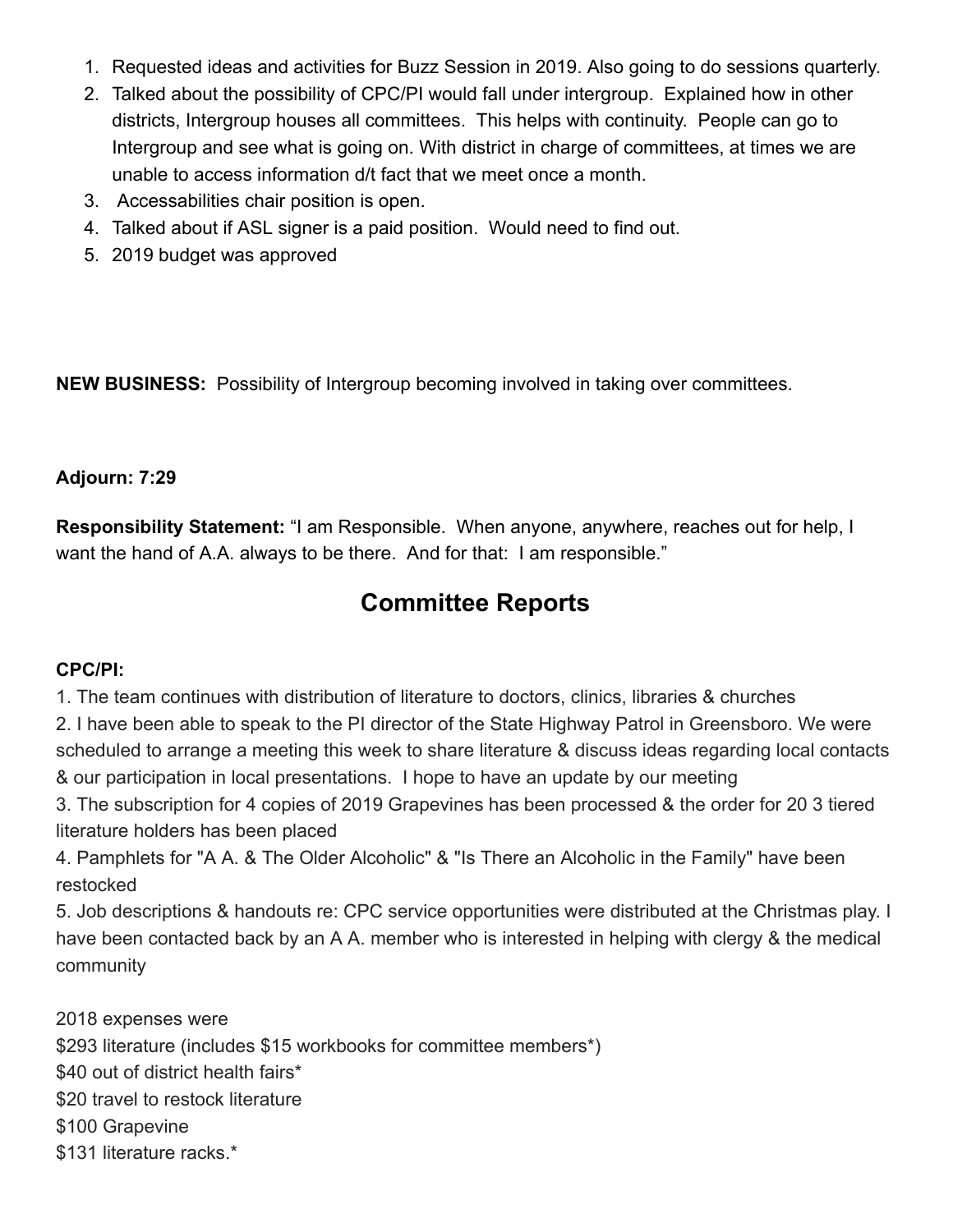1. Requested ideas and activities for Buzz Session in 2019. Also going to do sessions quarterly.
2. Talked about the possibility of CPC/PI would fall under intergroup. Explained how in other districts, Intergroup houses all committees. This helps with continuity. People can go to Intergroup and see what is going on. With district in charge of committees, at times we are unable to access information d/t fact that we meet once a month.
3. Accessabilities chair position is open.
4. Talked about if ASL signer is a paid position. Would need to find out.
5. 2019 budget was approved

**NEW BUSINESS:** Possibility of Intergroup becoming involved in taking over committees.

**Adjourn: 7:29**

**Responsibility Statement:** “I am Responsible. When anyone, anywhere, reaches out for help, I want the hand of A.A. always to be there. And for that: I am responsible.”

## Committee Reports

**CPC/PI:**

1. The team continues with distribution of literature to doctors, clinics, libraries & churches
2. I have been able to speak to the PI director of the State Highway Patrol in Greensboro. We were scheduled to arrange a meeting this week to share literature & discuss ideas regarding local contacts & our participation in local presentations. I hope to have an update by our meeting
3. The subscription for 4 copies of 2019 Grapevines has been processed & the order for 20 3 tiered literature holders has been placed
4. Pamphlets for "A A. & The Older Alcoholic" & "Is There an Alcoholic in the Family" have been restocked
5. Job descriptions & handouts re: CPC service opportunities were distributed at the Christmas play. I have been contacted back by an A A. member who is interested in helping with clergy & the medical community

2018 expenses were
$293 literature (includes $15 workbooks for committee members*)
$40 out of district health fairs*
$20 travel to restock literature
$100 Grapevine
$131 literature racks.*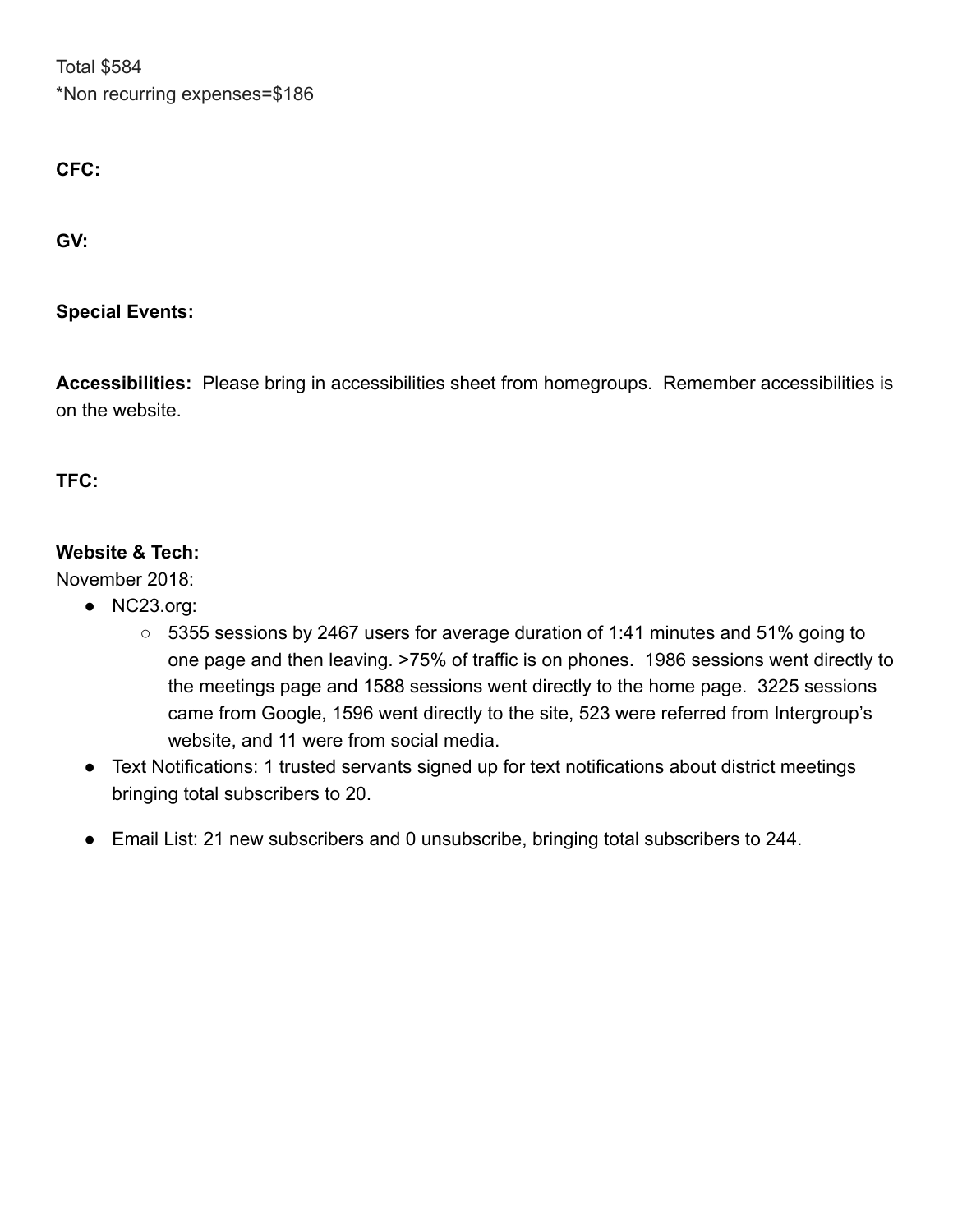Total $584
*Non recurring expenses=$186

**CFC:**

**GV:**

**Special Events:**

**Accessibilities:** Please bring in accessibilities sheet from homegroups. Remember accessibilities is on the website.

**TFC:**

**Website & Tech:**
November 2018:

- NC23.org:
  - 5355 sessions by 2467 users for average duration of 1:41 minutes and 51% going to one page and then leaving. >75% of traffic is on phones. 1986 sessions went directly to the meetings page and 1588 sessions went directly to the home page. 3225 sessions came from Google, 1596 went directly to the site, 523 were referred from Intergroup's website, and 11 were from social media.
- Text Notifications: 1 trusted servants signed up for text notifications about district meetings bringing total subscribers to 20.
- Email List: 21 new subscribers and 0 unsubscribe, bringing total subscribers to 244.